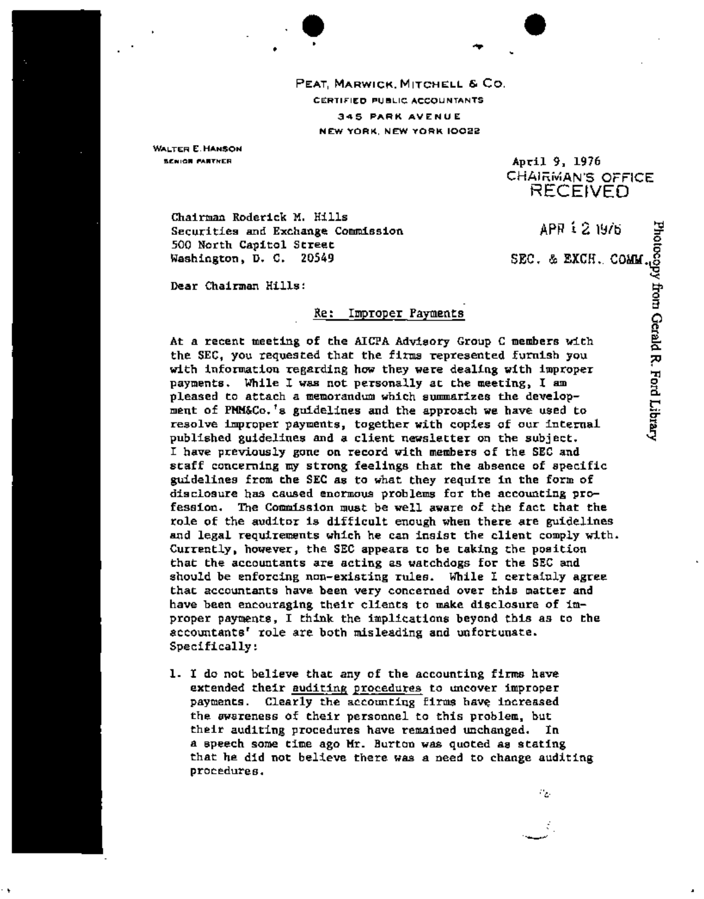PEAT, MARWICK, MITCHELL & CO.
CERTIFIED PUBLIC ACCOUNTANTS
345 PARK AVENUE
NEW YORK, NEW YORK 10022

WALTER E. HANSON
SENIOR PARTNER

April 9, 1976

CHAIRMAN'S OFFICE
RECEIVED

APR 12 1976

SEC. & EXCH. COMM.

Chairman Roderick M. Hills
Securities and Exchange Commission
500 North Capitol Street
Washington, D. C. 20549

Dear Chairman Hills:

Re: Improper Payments

At a recent meeting of the AICPA Advisory Group C members with the SEC, you requested that the firms represented furnish you with information regarding how they were dealing with improper payments. While I was not personally at the meeting, I am pleased to attach a memorandum which summarizes the development of PMM&Co.'s guidelines and the approach we have used to resolve improper payments, together with copies of our internal published guidelines and a client newsletter on the subject. I have previously gone on record with members of the SEC and staff concerning my strong feelings that the absence of specific guidelines from the SEC as to what they require in the form of disclosure has caused enormous problems for the accounting profession. The Commission must be well aware of the fact that the role of the auditor is difficult enough when there are guidelines and legal requirements which he can insist the client comply with. Currently, however, the SEC appears to be taking the position that the accountants are acting as watchdogs for the SEC and should be enforcing non-existing rules. While I certainly agree that accountants have been very concerned over this matter and have been encouraging their clients to make disclosure of improper payments, I think the implications beyond this as to the accountants' role are both misleading and unfortunate. Specifically:

1. I do not believe that any of the accounting firms have extended their auditing procedures to uncover improper payments. Clearly the accounting firms have increased the awareness of their personnel to this problem, but their auditing procedures have remained unchanged. In a speech some time ago Mr. Burton was quoted as stating that he did not believe there was a need to change auditing procedures.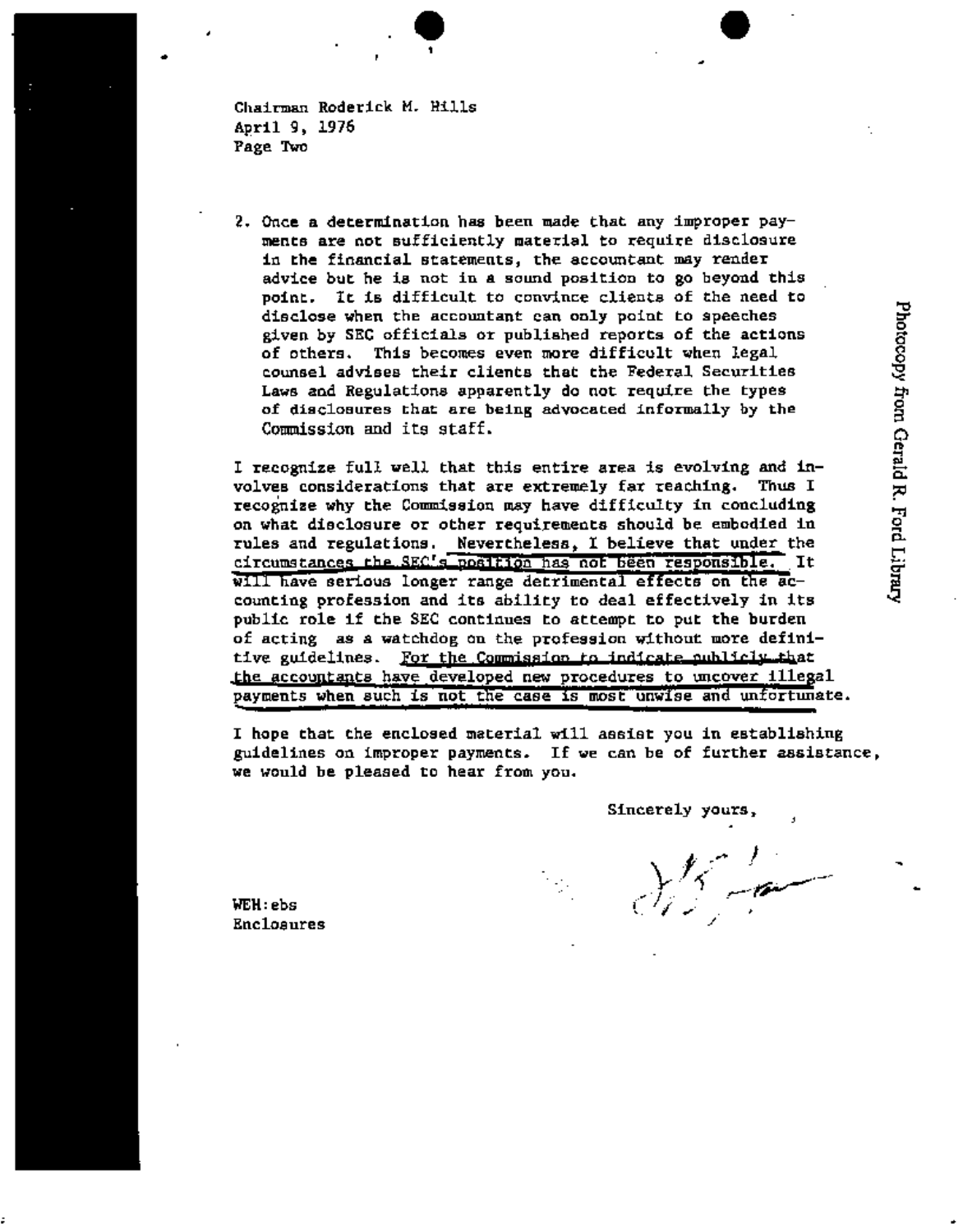Chairman Roderick M. Hills
April 9, 1976
Page Two

2. Once a determination has been made that any improper payments are not sufficiently material to require disclosure in the financial statements, the accountant may render advice but he is not in a sound position to go beyond this point. It is difficult to convince clients of the need to disclose when the accountant can only point to speeches given by SEC officials or published reports of the actions of others. This becomes even more difficult when legal counsel advises their clients that the Federal Securities Laws and Regulations apparently do not require the types of disclosures that are being advocated informally by the Commission and its staff.

I recognize full well that this entire area is evolving and involves considerations that are extremely far reaching. Thus I recognize why the Commission may have difficulty in concluding on what disclosure or other requirements should be embodied in rules and regulations. Nevertheless, I believe that under the circumstances the SEC's position has not been responsible. It will have serious longer range detrimental effects on the accounting profession and its ability to deal effectively in its public role if the SEC continues to attempt to put the burden of acting as a watchdog on the profession without more definitive guidelines. For the Commission to indicate publicly that the accountants have developed new procedures to uncover illegal payments when such is not the case is most unwise and unfortunate.

I hope that the enclosed material will assist you in establishing guidelines on improper payments. If we can be of further assistance, we would be pleased to hear from you.

Sincerely yours,

WEH:ebs
Enclosures

Photocopy from Gerald R. Ford Library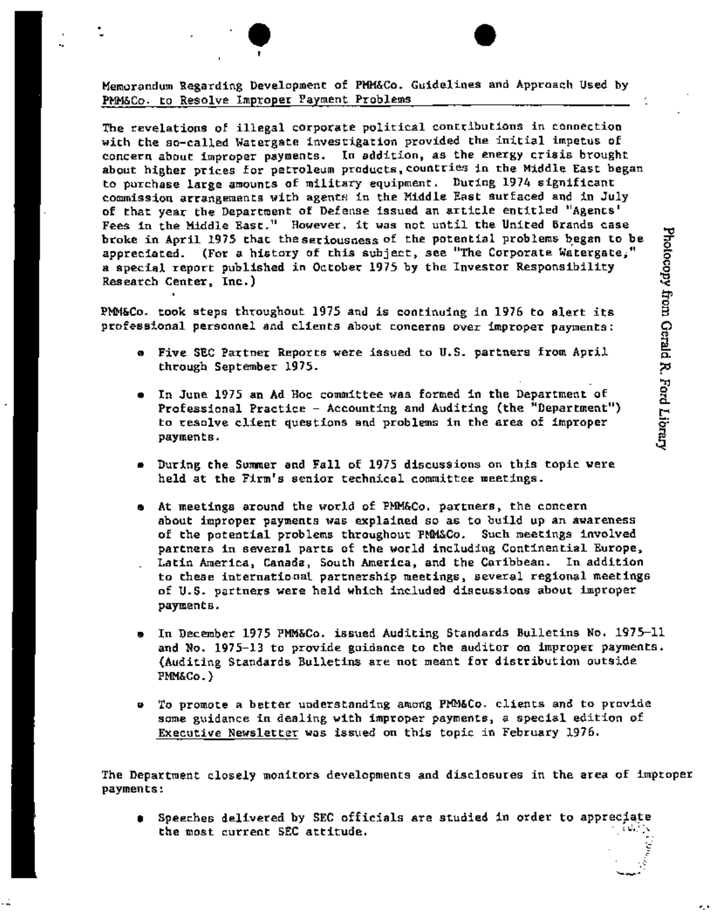Memorandum Regarding Development of PMM&Co. Guidelines and Approach Used by PMM&Co. to Resolve Improper Payment Problems

The revelations of illegal corporate political contributions in connection with the so-called Watergate investigation provided the initial impetus of concern about improper payments. In addition, as the energy crisis brought about higher prices for petroleum products, countries in the Middle East began to purchase large amounts of military equipment. During 1974 significant commission arrangements with agents in the Middle East surfaced and in July of that year the Department of Defense issued an article entitled "Agents' Fees in the Middle East." However, it was not until the United Brands case broke in April 1975 that the seriousness of the potential problems began to be appreciated. (For a history of this subject, see "The Corporate Watergate," a special report published in October 1975 by the Investor Responsibility Research Center, Inc.)

PMM&Co. took steps throughout 1975 and is continuing in 1976 to alert its professional personnel and clients about concerns over improper payments:

- Five SEC Partner Reports were issued to U.S. partners from April through September 1975.
- In June 1975 an Ad Hoc committee was formed in the Department of Professional Practice - Accounting and Auditing (the "Department") to resolve client questions and problems in the area of improper payments.
- During the Summer and Fall of 1975 discussions on this topic were held at the Firm's senior technical committee meetings.
- At meetings around the world of PMM&Co. partners, the concern about improper payments was explained so as to build up an awareness of the potential problems throughout PMM&Co. Such meetings involved partners in several parts of the world including Continential Europe, Latin America, Canada, South America, and the Caribbean. In addition to these international partnership meetings, several regional meetings of U.S. partners were held which included discussions about improper payments.
- In December 1975 PMM&Co. issued Auditing Standards Bulletins No. 1975-11 and No. 1975-13 to provide guidance to the auditor on improper payments. (Auditing Standards Bulletins are not meant for distribution outside PMM&Co.)
- To promote a better understanding among PMM&Co. clients and to provide some guidance in dealing with improper payments, a special edition of Executive Newsletter was issued on this topic in February 1976.

The Department closely monitors developments and disclosures in the area of improper payments:

- Speeches delivered by SEC officials are studied in order to appreciate the most current SEC attitude.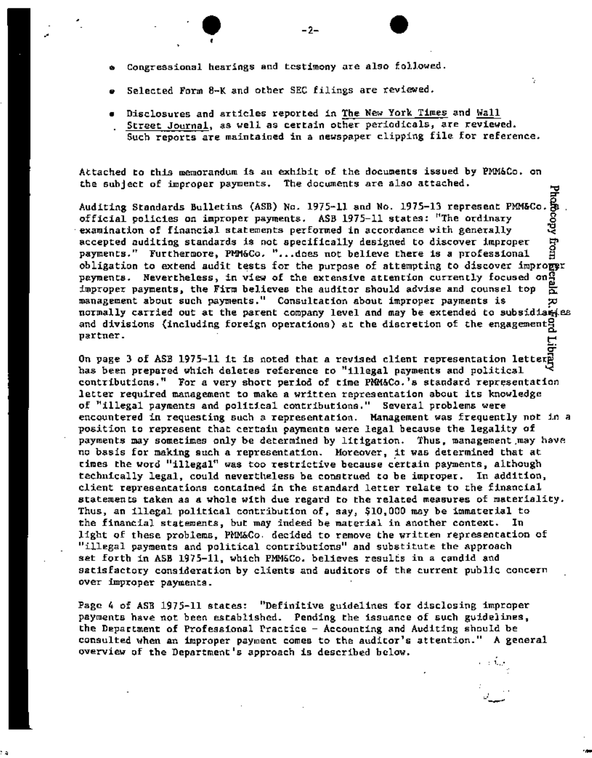- Congressional hearings and testimony are also followed.
- Selected Form 8-K and other SEC filings are reviewed.
- Disclosures and articles reported in The New York Times and Wall Street Journal, as well as certain other periodicals, are reviewed. Such reports are maintained in a newspaper clipping file for reference.

Attached to this memorandum is an exhibit of the documents issued by PMM&Co. on the subject of improper payments. The documents are also attached.

Auditing Standards Bulletins (ASB) No. 1975-11 and No. 1975-13 represent PMM&Co.'s official policies on improper payments. ASB 1975-11 states: "The ordinary examination of financial statements performed in accordance with generally accepted auditing standards is not specifically designed to discover improper payments." Furthermore, PMM&Co. "...does not believe there is a professional obligation to extend audit tests for the purpose of attempting to discover improper payments. Nevertheless, in view of the extensive attention currently focused on improper payments, the Firm believes the auditor should advise and counsel top management about such payments." Consultation about improper payments is normally carried out at the parent company level and may be extended to subsidiaries and divisions (including foreign operations) at the discretion of the engagement partner.

On page 3 of ASB 1975-11 it is noted that a revised client representation letter has been prepared which deletes reference to "illegal payments and political contributions." For a very short period of time PMM&Co.'s standard representation letter required management to make a written representation about its knowledge of "illegal payments and political contributions." Several problems were encountered in requesting such a representation. Management was frequently not in a position to represent that certain payments were legal because the legality of payments may sometimes only be determined by litigation. Thus, management may have no basis for making such a representation. Moreover, it was determined that at times the word "illegal" was too restrictive because certain payments, although technically legal, could nevertheless be construed to be improper. In addition, client representations contained in the standard letter relate to the financial statements taken as a whole with due regard to the related measures of materiality. Thus, an illegal political contribution of, say, $10,000 may be immaterial to the financial statements, but may indeed be material in another context. In light of these problems, PMM&Co. decided to remove the written representation of "illegal payments and political contributions" and substitute the approach set forth in ASB 1975-11, which PMM&Co. believes results in a candid and satisfactory consideration by clients and auditors of the current public concern over improper payments.

Page 4 of ASB 1975-11 states: "Definitive guidelines for disclosing improper payments have not been established. Pending the issuance of such guidelines, the Department of Professional Practice – Accounting and Auditing should be consulted when an improper payment comes to the auditor's attention." A general overview of the Department's approach is described below.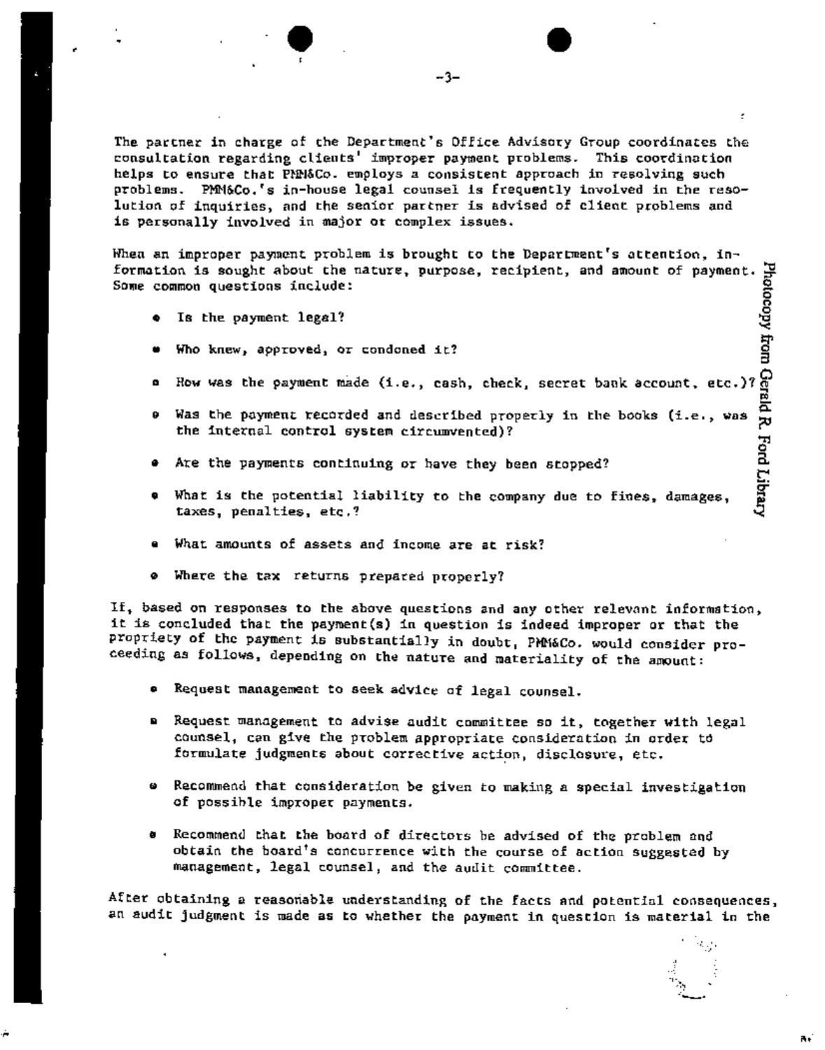The partner in charge of the Department's Office Advisory Group coordinates the consultation regarding clients' improper payment problems. This coordination helps to ensure that PMM&Co. employs a consistent approach in resolving such problems. PMM&Co.'s in-house legal counsel is frequently involved in the resolution of inquiries, and the senior partner is advised of client problems and is personally involved in major or complex issues.

When an improper payment problem is brought to the Department's attention, information is sought about the nature, purpose, recipient, and amount of payment. Some common questions include:

- Is the payment legal?
- Who knew, approved, or condoned it?
- How was the payment made (i.e., cash, check, secret bank account, etc.)?
- Was the payment recorded and described properly in the books (i.e., was the internal control system circumvented)?
- Are the payments continuing or have they been stopped?
- What is the potential liability to the company due to fines, damages, taxes, penalties, etc.?
- What amounts of assets and income are at risk?
- Where the tax returns prepared properly?

If, based on responses to the above questions and any other relevant information, it is concluded that the payment(s) in question is indeed improper or that the propriety of the payment is substantially in doubt, PMM&Co. would consider proceeding as follows, depending on the nature and materiality of the amount:

- Request management to seek advice of legal counsel.
- Request management to advise audit committee so it, together with legal counsel, can give the problem appropriate consideration in order to formulate judgments about corrective action, disclosure, etc.
- Recommend that consideration be given to making a special investigation of possible improper payments.
- Recommend that the board of directors be advised of the problem and obtain the board's concurrence with the course of action suggested by management, legal counsel, and the audit committee.

After obtaining a reasonable understanding of the facts and potential consequences, an audit judgment is made as to whether the payment in question is material in the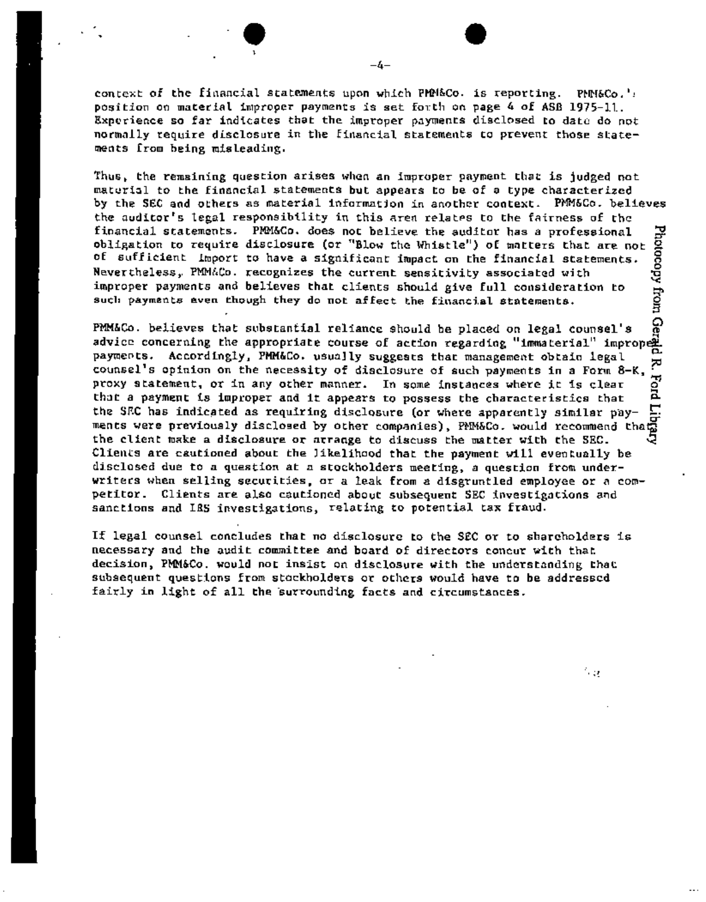context of the financial statements upon which PMM&Co. is reporting. PMM&Co.'s position on material improper payments is set forth on page 4 of ASB 1975-11. Experience so far indicates that the improper payments disclosed to date do not normally require disclosure in the financial statements to prevent those statements from being misleading.

Thus, the remaining question arises when an improper payment that is judged not material to the financial statements but appears to be of a type characterized by the SEC and others as material information in another context. PMM&Co. believes the auditor's legal responsibility in this area relates to the fairness of the financial statements. PMM&Co. does not believe the auditor has a professional obligation to require disclosure (or "Blow the Whistle") of matters that are not of sufficient import to have a significant impact on the financial statements. Nevertheless, PMM&Co. recognizes the current sensitivity associated with improper payments and believes that clients should give full consideration to such payments even though they do not affect the financial statements.

PMM&Co. believes that substantial reliance should be placed on legal counsel's advice concerning the appropriate course of action regarding "immaterial" improper payments. Accordingly, PMM&Co. usually suggests that management obtain legal counsel's opinion on the necessity of disclosure of such payments in a Form 8-K, proxy statement, or in any other manner. In some instances where it is clear that a payment is improper and it appears to possess the characteristics that the SEC has indicated as requiring disclosure (or where apparently similar payments were previously disclosed by other companies), PMM&Co. would recommend that the client make a disclosure or arrange to discuss the matter with the SEC. Clients are cautioned about the likelihood that the payment will eventually be disclosed due to a question at a stockholders meeting, a question from underwriters when selling securities, or a leak from a disgruntled employee or a competitor. Clients are also cautioned about subsequent SEC investigations and sanctions and IRS investigations, relating to potential tax fraud.

If legal counsel concludes that no disclosure to the SEC or to shareholders is necessary and the audit committee and board of directors concur with that decision, PMM&Co. would not insist on disclosure with the understanding that subsequent questions from stockholders or others would have to be addressed fairly in light of all the surrounding facts and circumstances.

Photocopy from Gerald R. Ford Library